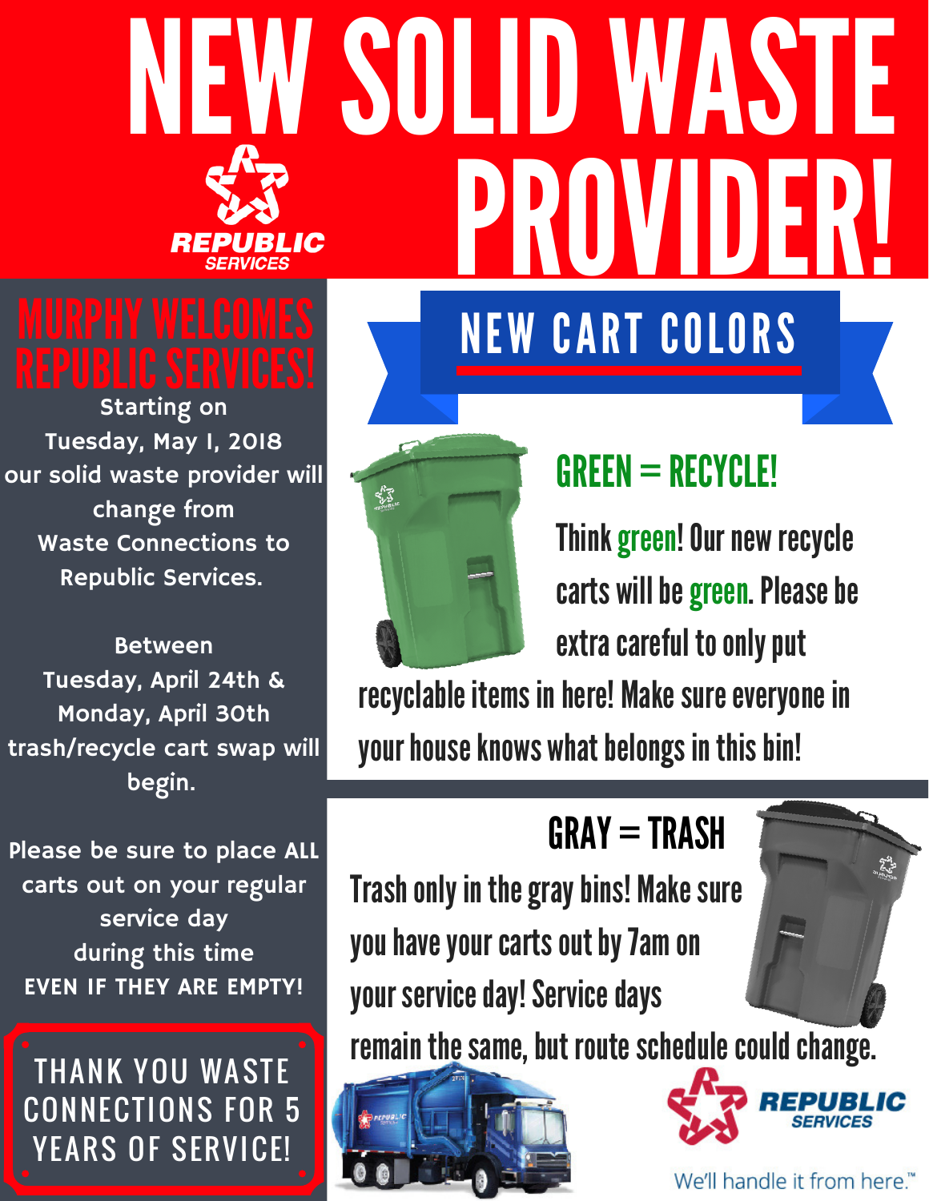# NEW SOLID WASTE PROVIDER!

REPUBLIC SERVICES

## MURPHY WELCOMES REPUBLIC SERVICES!

Starting on Tuesday, May 1, 2018 our solid waste provider will change from Waste Connections to Republic Services.

Between Tuesday, April 24th & Monday, April 30th trash/recycle cart swap will begin.

Please be sure to place ALL carts out on your regular service day during this time **EVEN IF THEY ARE EMPTY!**

THANK YOU WASTE CONNECTIONS FOR 5 YEARS OF SERVICE!

## NEW CART COLORS

### GREEN = RECYCLE!

Think green! Our new recycle carts will be green. Please be extra careful to only put recyclable items in here! Make sure everyone in your house knows what belongs in this bin!

### GRAY = TRASH

Trash only in the gray bins! Make sure you have your carts out by 7am on your service day! Service days remain the same, but route schedule could change.

REPUBLIC SERVICES

We'll handle it from here.™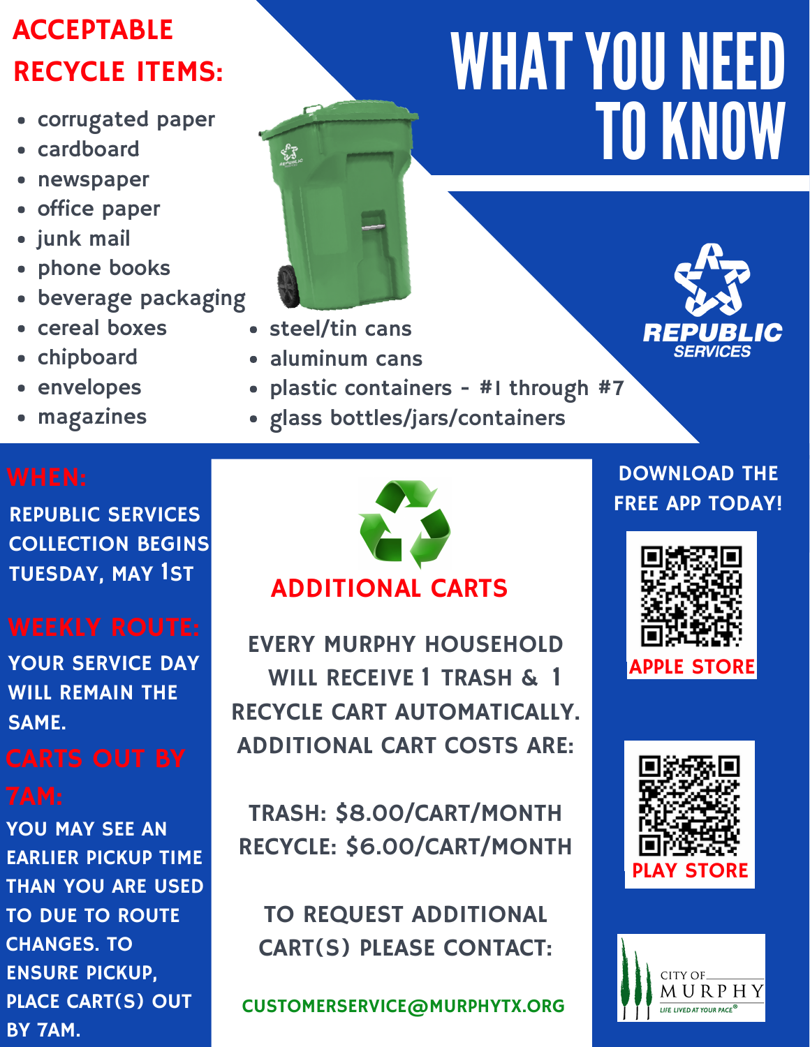# WHAT YOU NEED TO KNOW

## ACCEPTABLE RECYCLE ITEMS:

- corrugated paper
- cardboard
- newspaper
- office paper
- junk mail
- phone books
- beverage packaging
- cereal boxes
- chipboard
- envelopes
- magazines
- steel/tin cans
- aluminum cans
- plastic containers - #1 through #7
- glass bottles/jars/containers

REPUBLIC SERVICES

## WHEN:

REPUBLIC SERVICES COLLECTION BEGINS TUESDAY, MAY 1ST

## WEEKLY ROUTE:

YOUR SERVICE DAY WILL REMAIN THE SAME.

## CARTS OUT BY 7AM:

YOU MAY SEE AN EARLIER PICKUP TIME THAN YOU ARE USED TO DUE TO ROUTE CHANGES. TO ENSURE PICKUP, PLACE CART(S) OUT BY 7AM.

## ADDITIONAL CARTS

EVERY MURPHY HOUSEHOLD WILL RECEIVE 1 TRASH & 1 RECYCLE CART AUTOMATICALLY. ADDITIONAL CART COSTS ARE:

TRASH: $8.00/CART/MONTH
RECYCLE: $6.00/CART/MONTH

TO REQUEST ADDITIONAL CART(S) PLEASE CONTACT:

CUSTOMERSERVICE@MURPHYTX.ORG

## DOWNLOAD THE FREE APP TODAY!

APPLE STORE

PLAY STORE

CITY OF MURPHY
LIFE LIVED AT YOUR PACE®